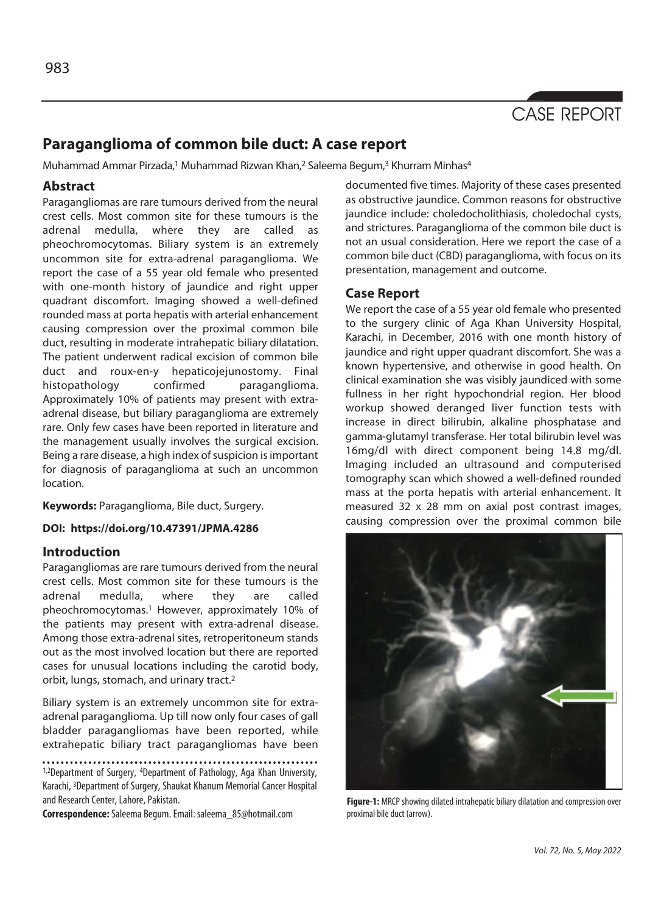CASE REPORT

# Paraganglioma of common bile duct: A case report

Muhammad Ammar Pirzada,[1] Muhammad Rizwan Khan,[2] Saleema Begum,[3] Khurram Minhas[4]

## Abstract

Paragangliomas are rare tumours derived from the neural crest cells. Most common site for these tumours is the adrenal medulla, where they are called as pheochromocytomas. Biliary system is an extremely uncommon site for extra-adrenal paraganglioma. We report the case of a 55 year old female who presented with one-month history of jaundice and right upper quadrant discomfort. Imaging showed a well-defined rounded mass at porta hepatis with arterial enhancement causing compression over the proximal common bile duct, resulting in moderate intrahepatic biliary dilatation. The patient underwent radical excision of common bile duct and roux-en-y hepaticojejunostomy. Final histopathology confirmed paraganglioma. Approximately 10% of patients may present with extra-adrenal disease, but biliary paraganglioma are extremely rare. Only few cases have been reported in literature and the management usually involves the surgical excision. Being a rare disease, a high index of suspicion is important for diagnosis of paraganglioma at such an uncommon location.

**Keywords:** Paraganglioma, Bile duct, Surgery.

**DOI: https://doi.org/10.47391/JPMA.4286**

## Introduction

Paragangliomas are rare tumours derived from the neural crest cells. Most common site for these tumours is the adrenal medulla, where they are called pheochromocytomas.[1] However, approximately 10% of the patients may present with extra-adrenal disease. Among those extra-adrenal sites, retroperitoneum stands out as the most involved location but there are reported cases for unusual locations including the carotid body, orbit, lungs, stomach, and urinary tract.[2]

Biliary system is an extremely uncommon site for extra-adrenal paraganglioma. Up till now only four cases of gall bladder paragangliomas have been reported, while extrahepatic biliary tract paragangliomas have been documented five times. Majority of these cases presented as obstructive jaundice. Common reasons for obstructive jaundice include: choledocholithiasis, choledochal cysts, and strictures. Paraganglioma of the common bile duct is not an usual consideration. Here we report the case of a common bile duct (CBD) paraganglioma, with focus on its presentation, management and outcome.

## Case Report

We report the case of a 55 year old female who presented to the surgery clinic of Aga Khan University Hospital, Karachi, in December, 2016 with one month history of jaundice and right upper quadrant discomfort. She was a known hypertensive, and otherwise in good health. On clinical examination she was visibly jaundiced with some fullness in her right hypochondrial region. Her blood workup showed deranged liver function tests with increase in direct bilirubin, alkaline phosphatase and gamma-glutamyl transferase. Her total bilirubin level was 16mg/dl with direct component being 14.8 mg/dl. Imaging included an ultrasound and computerised tomography scan which showed a well-defined rounded mass at the porta hepatis with arterial enhancement. It measured 32 x 28 mm on axial post contrast images, causing compression over the proximal common bile

**Figure-1:** MRCP showing dilated intrahepatic biliary dilatation and compression over proximal bile duct (arrow).

---

[1,2]Department of Surgery, [4]Department of Pathology, Aga Khan University, Karachi, [3]Department of Surgery, Shaukat Khanum Memorial Cancer Hospital and Research Center, Lahore, Pakistan.

**Correspondence:** Saleema Begum. Email: saleema_85@hotmail.com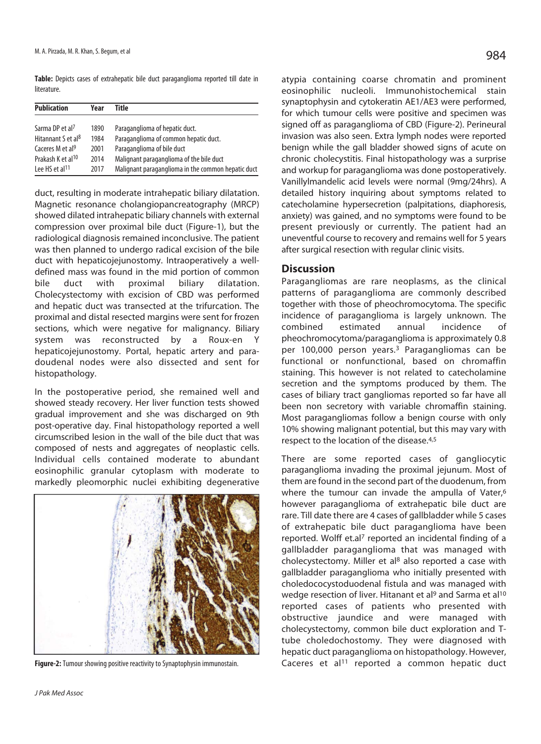**Table:** Depicts cases of extrahepatic bile duct paraganglioma reported till date in literature.

| Publication | Year | Title |
|---|---|---|
| Sarma DP et al[7] | 1890 | Paraganglioma of hepatic duct. |
| Hitannant S et al[8] | 1984 | Paraganglioma of common hepatic duct. |
| Caceres M et al[9] | 2001 | Paraganglioma of bile duct |
| Prakash K et al[10] | 2014 | Malignant paraganglioma of the bile duct |
| Lee HS et al[11] | 2017 | Malignant paraganglioma in the common hepatic duct |

duct, resulting in moderate intrahepatic biliary dilatation. Magnetic resonance cholangiopancreatography (MRCP) showed dilated intrahepatic biliary channels with external compression over proximal bile duct (Figure-1), but the radiological diagnosis remained inconclusive. The patient was then planned to undergo radical excision of the bile duct with hepaticojejunostomy. Intraoperatively a well-defined mass was found in the mid portion of common bile duct with proximal biliary dilatation. Cholecystectomy with excision of CBD was performed and hepatic duct was transected at the trifurcation. The proximal and distal resected margins were sent for frozen sections, which were negative for malignancy. Biliary system was reconstructed by a Roux-en Y hepaticojejunostomy. Portal, hepatic artery and para-doudenal nodes were also dissected and sent for histopathology.

In the postoperative period, she remained well and showed steady recovery. Her liver function tests showed gradual improvement and she was discharged on 9th post-operative day. Final histopathology reported a well circumscribed lesion in the wall of the bile duct that was composed of nests and aggregates of neoplastic cells. Individual cells contained moderate to abundant eosinophilic granular cytoplasm with moderate to markedly pleomorphic nuclei exhibiting degenerative atypia containing coarse chromatin and prominent eosinophilic nucleoli. Immunohistochemical stain synaptophysin and cytokeratin AE1/AE3 were performed, for which tumour cells were positive and specimen was signed off as paraganglioma of CBD (Figure-2). Perineural invasion was also seen. Extra lymph nodes were reported benign while the gall bladder showed signs of acute on chronic cholecystitis. Final histopathology was a surprise and workup for paraganglioma was done postoperatively. Vanillylmandelic acid levels were normal (9mg/24hrs). A detailed history inquiring about symptoms related to catecholamine hypersecretion (palpitations, diaphoresis, anxiety) was gained, and no symptoms were found to be present previously or currently. The patient had an uneventful course to recovery and remains well for 5 years after surgical resection with regular clinic visits.

**Figure-2:** Tumour showing positive reactivity to Synaptophysin immunostain.

## Discussion

Paragangliomas are rare neoplasms, as the clinical patterns of paraganglioma are commonly described together with those of pheochromocytoma. The specific incidence of paraganglioma is largely unknown. The combined estimated annual incidence of pheochromocytoma/paraganglioma is approximately 0.8 per 100,000 person years.[3] Paragangliomas can be functional or nonfunctional, based on chromaffin staining. This however is not related to catecholamine secretion and the symptoms produced by them. The cases of biliary tract gangliomas reported so far have all been non secretory with variable chromaffin staining. Most paragangliomas follow a benign course with only 10% showing malignant potential, but this may vary with respect to the location of the disease.[4,5]

There are some reported cases of gangliocytic paraganglioma invading the proximal jejunum. Most of them are found in the second part of the duodenum, from where the tumour can invade the ampulla of Vater,[6] however paraganglioma of extrahepatic bile duct are rare. Till date there are 4 cases of gallbladder while 5 cases of extrahepatic bile duct paraganglioma have been reported. Wolff et.al[7] reported an incidental finding of a gallbladder paraganglioma that was managed with cholecystectomy. Miller et al[8] also reported a case with gallbladder paraganglioma who initially presented with choledococystoduodenal fistula and was managed with wedge resection of liver. Hitanant et al[9] and Sarma et al[10] reported cases of patients who presented with obstructive jaundice and were managed with cholecystectomy, common bile duct exploration and T-tube choledochostomy. They were diagnosed with hepatic duct paraganglioma on histopathology. However, Caceres et al[11] reported a common hepatic duct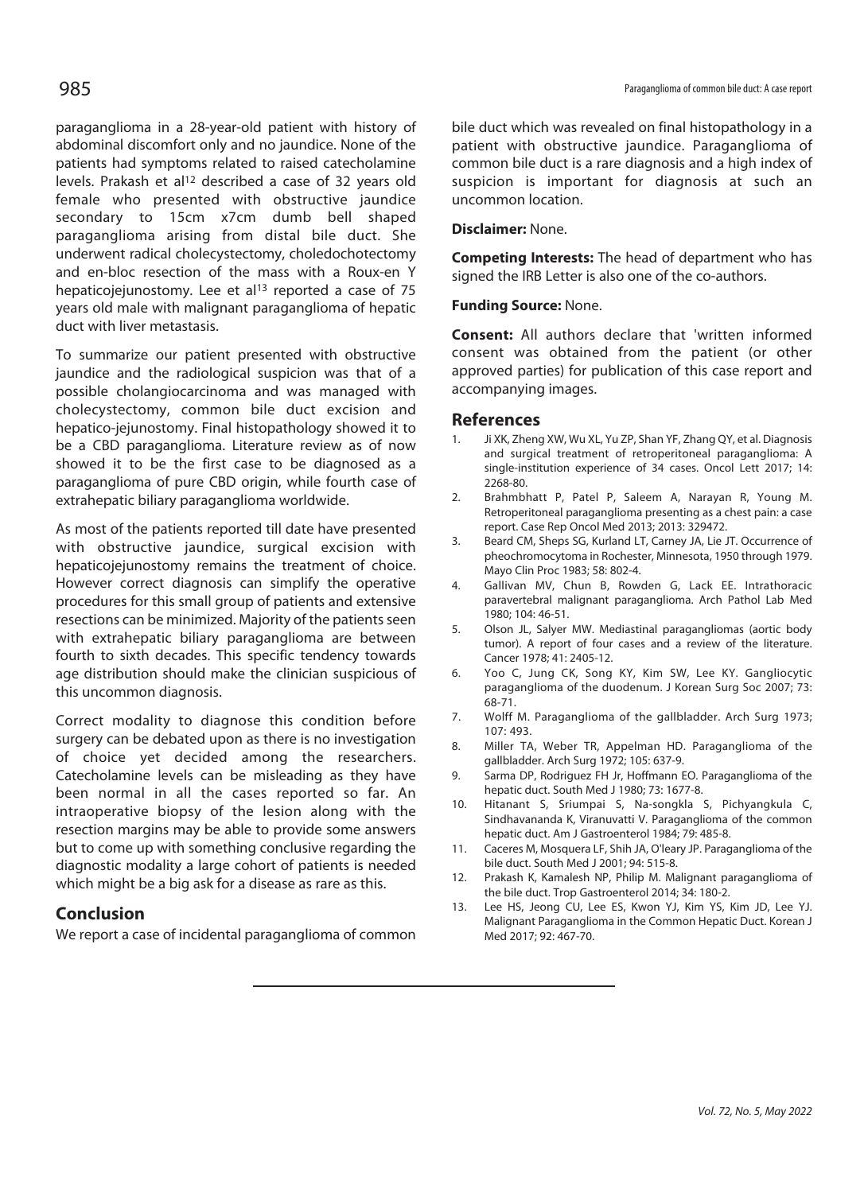paraganglioma in a 28-year-old patient with history of abdominal discomfort only and no jaundice. None of the patients had symptoms related to raised catecholamine levels. Prakash et al[12] described a case of 32 years old female who presented with obstructive jaundice secondary to 15cm x7cm dumb bell shaped paraganglioma arising from distal bile duct. She underwent radical cholecystectomy, choledochotectomy and en-bloc resection of the mass with a Roux-en Y hepaticojejunostomy. Lee et al[13] reported a case of 75 years old male with malignant paraganglioma of hepatic duct with liver metastasis.

To summarize our patient presented with obstructive jaundice and the radiological suspicion was that of a possible cholangiocarcinoma and was managed with cholecystectomy, common bile duct excision and hepatico-jejunostomy. Final histopathology showed it to be a CBD paraganglioma. Literature review as of now showed it to be the first case to be diagnosed as a paraganglioma of pure CBD origin, while fourth case of extrahepatic biliary paraganglioma worldwide.

As most of the patients reported till date have presented with obstructive jaundice, surgical excision with hepaticojejunostomy remains the treatment of choice. However correct diagnosis can simplify the operative procedures for this small group of patients and extensive resections can be minimized. Majority of the patients seen with extrahepatic biliary paraganglioma are between fourth to sixth decades. This specific tendency towards age distribution should make the clinician suspicious of this uncommon diagnosis.

Correct modality to diagnose this condition before surgery can be debated upon as there is no investigation of choice yet decided among the researchers. Catecholamine levels can be misleading as they have been normal in all the cases reported so far. An intraoperative biopsy of the lesion along with the resection margins may be able to provide some answers but to come up with something conclusive regarding the diagnostic modality a large cohort of patients is needed which might be a big ask for a disease as rare as this.

## Conclusion

We report a case of incidental paraganglioma of common bile duct which was revealed on final histopathology in a patient with obstructive jaundice. Paraganglioma of common bile duct is a rare diagnosis and a high index of suspicion is important for diagnosis at such an uncommon location.

**Disclaimer:** None.

**Competing Interests:** The head of department who has signed the IRB Letter is also one of the co-authors.

**Funding Source:** None.

**Consent:** All authors declare that 'written informed consent was obtained from the patient (or other approved parties) for publication of this case report and accompanying images.

## References

1. Ji XK, Zheng XW, Wu XL, Yu ZP, Shan YF, Zhang QY, et al. Diagnosis and surgical treatment of retroperitoneal paraganglioma: A single-institution experience of 34 cases. Oncol Lett 2017; 14: 2268-80.
2. Brahmbhatt P, Patel P, Saleem A, Narayan R, Young M. Retroperitoneal paraganglioma presenting as a chest pain: a case report. Case Rep Oncol Med 2013; 2013: 329472.
3. Beard CM, Sheps SG, Kurland LT, Carney JA, Lie JT. Occurrence of pheochromocytoma in Rochester, Minnesota, 1950 through 1979. Mayo Clin Proc 1983; 58: 802-4.
4. Gallivan MV, Chun B, Rowden G, Lack EE. Intrathoracic paravertebral malignant paraganglioma. Arch Pathol Lab Med 1980; 104: 46-51.
5. Olson JL, Salyer MW. Mediastinal paragangliomas (aortic body tumor). A report of four cases and a review of the literature. Cancer 1978; 41: 2405-12.
6. Yoo C, Jung CK, Song KY, Kim SW, Lee KY. Gangliocytic paraganglioma of the duodenum. J Korean Surg Soc 2007; 73: 68-71.
7. Wolff M. Paraganglioma of the gallbladder. Arch Surg 1973; 107: 493.
8. Miller TA, Weber TR, Appelman HD. Paraganglioma of the gallbladder. Arch Surg 1972; 105: 637-9.
9. Sarma DP, Rodriguez FH Jr, Hoffmann EO. Paraganglioma of the hepatic duct. South Med J 1980; 73: 1677-8.
10. Hitanant S, Sriumpai S, Na-songkla S, Pichyangkula C, Sindhavananda K, Viranuvatti V. Paraganglioma of the common hepatic duct. Am J Gastroenterol 1984; 79: 485-8.
11. Caceres M, Mosquera LF, Shih JA, O'leary JP. Paraganglioma of the bile duct. South Med J 2001; 94: 515-8.
12. Prakash K, Kamalesh NP, Philip M. Malignant paraganglioma of the bile duct. Trop Gastroenterol 2014; 34: 180-2.
13. Lee HS, Jeong CU, Lee ES, Kwon YJ, Kim YS, Kim JD, Lee YJ. Malignant Paraganglioma in the Common Hepatic Duct. Korean J Med 2017; 92: 467-70.